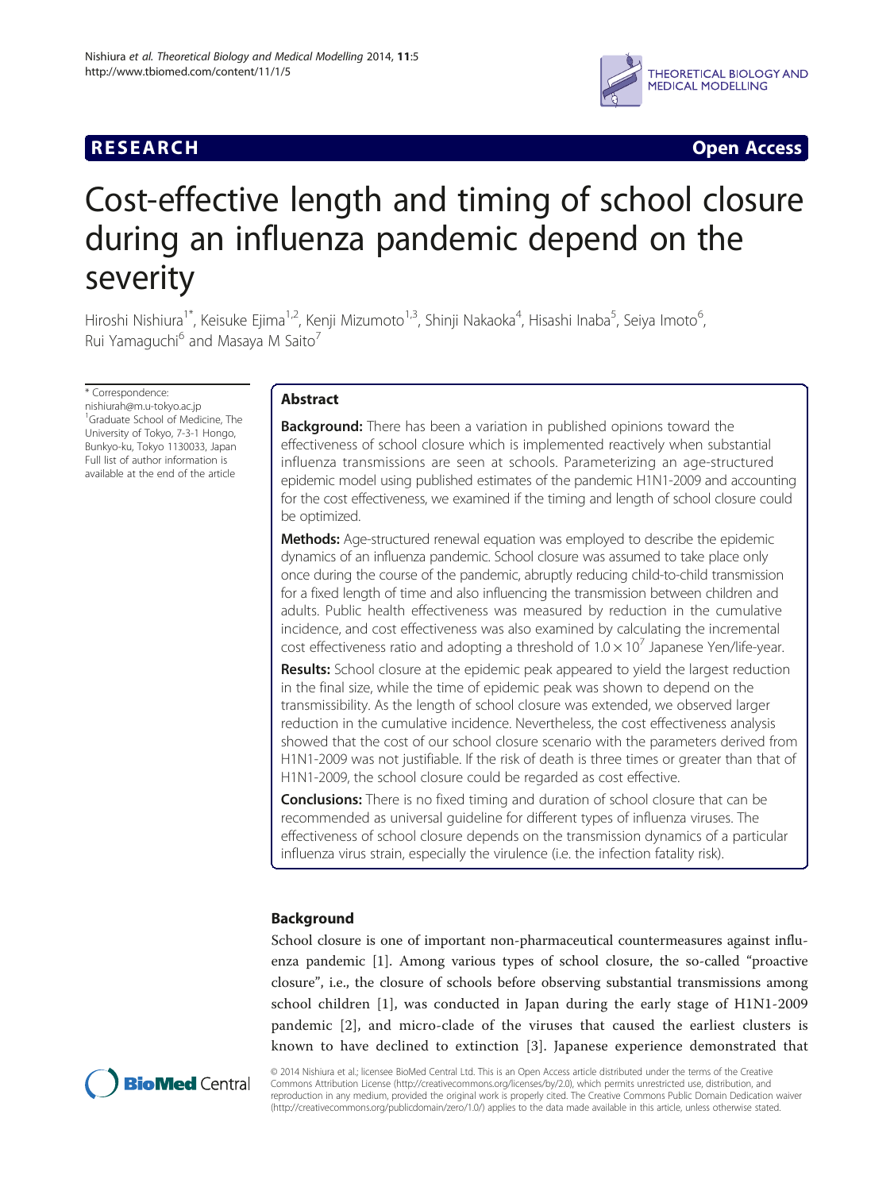RESEARCH Open Access

# Cost-effective length and timing of school closure during an influenza pandemic depend on the severity

Hiroshi Nishiura[1*], Keisuke Ejima[1,2], Kenji Mizumoto[1,3], Shinji Nakaoka[4], Hisashi Inaba[5], Seiya Imoto[6], Rui Yamaguchi[6] and Masaya M Saito[7]

\* Correspondence: nishiurah@m.u-tokyo.ac.jp
[1]Graduate School of Medicine, The University of Tokyo, 7-3-1 Hongo, Bunkyo-ku, Tokyo 1130033, Japan
Full list of author information is available at the end of the article

## Abstract

**Background:** There has been a variation in published opinions toward the effectiveness of school closure which is implemented reactively when substantial influenza transmissions are seen at schools. Parameterizing an age-structured epidemic model using published estimates of the pandemic H1N1-2009 and accounting for the cost effectiveness, we examined if the timing and length of school closure could be optimized.

**Methods:** Age-structured renewal equation was employed to describe the epidemic dynamics of an influenza pandemic. School closure was assumed to take place only once during the course of the pandemic, abruptly reducing child-to-child transmission for a fixed length of time and also influencing the transmission between children and adults. Public health effectiveness was measured by reduction in the cumulative incidence, and cost effectiveness was also examined by calculating the incremental cost effectiveness ratio and adopting a threshold of $1.0 \times 10^7$ Japanese Yen/life-year.

**Results:** School closure at the epidemic peak appeared to yield the largest reduction in the final size, while the time of epidemic peak was shown to depend on the transmissibility. As the length of school closure was extended, we observed larger reduction in the cumulative incidence. Nevertheless, the cost effectiveness analysis showed that the cost of our school closure scenario with the parameters derived from H1N1-2009 was not justifiable. If the risk of death is three times or greater than that of H1N1-2009, the school closure could be regarded as cost effective.

**Conclusions:** There is no fixed timing and duration of school closure that can be recommended as universal guideline for different types of influenza viruses. The effectiveness of school closure depends on the transmission dynamics of a particular influenza virus strain, especially the virulence (i.e. the infection fatality risk).

## Background

School closure is one of important non-pharmaceutical countermeasures against influenza pandemic [1]. Among various types of school closure, the so-called "proactive closure", i.e., the closure of schools before observing substantial transmissions among school children [1], was conducted in Japan during the early stage of H1N1-2009 pandemic [2], and micro-clade of the viruses that caused the earliest clusters is known to have declined to extinction [3]. Japanese experience demonstrated that

© 2014 Nishiura et al.; licensee BioMed Central Ltd. This is an Open Access article distributed under the terms of the Creative Commons Attribution License (http://creativecommons.org/licenses/by/2.0), which permits unrestricted use, distribution, and reproduction in any medium, provided the original work is properly cited. The Creative Commons Public Domain Dedication waiver (http://creativecommons.org/publicdomain/zero/1.0/) applies to the data made available in this article, unless otherwise stated.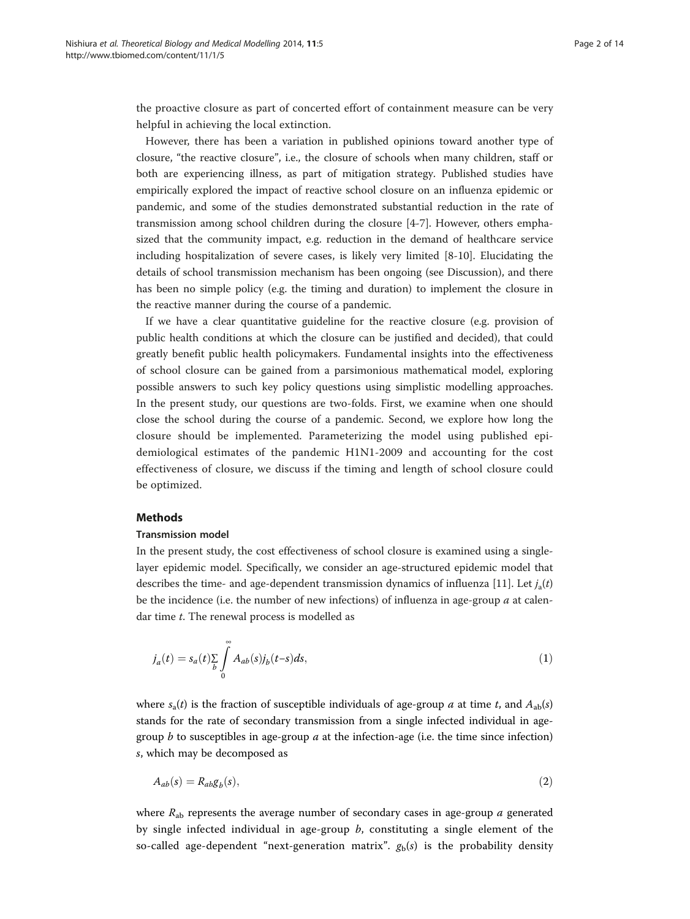the proactive closure as part of concerted effort of containment measure can be very helpful in achieving the local extinction.

However, there has been a variation in published opinions toward another type of closure, "the reactive closure", i.e., the closure of schools when many children, staff or both are experiencing illness, as part of mitigation strategy. Published studies have empirically explored the impact of reactive school closure on an influenza epidemic or pandemic, and some of the studies demonstrated substantial reduction in the rate of transmission among school children during the closure [4-7]. However, others emphasized that the community impact, e.g. reduction in the demand of healthcare service including hospitalization of severe cases, is likely very limited [8-10]. Elucidating the details of school transmission mechanism has been ongoing (see Discussion), and there has been no simple policy (e.g. the timing and duration) to implement the closure in the reactive manner during the course of a pandemic.

If we have a clear quantitative guideline for the reactive closure (e.g. provision of public health conditions at which the closure can be justified and decided), that could greatly benefit public health policymakers. Fundamental insights into the effectiveness of school closure can be gained from a parsimonious mathematical model, exploring possible answers to such key policy questions using simplistic modelling approaches. In the present study, our questions are two-folds. First, we examine when one should close the school during the course of a pandemic. Second, we explore how long the closure should be implemented. Parameterizing the model using published epidemiological estimates of the pandemic H1N1-2009 and accounting for the cost effectiveness of closure, we discuss if the timing and length of school closure could be optimized.

## Methods

### Transmission model

In the present study, the cost effectiveness of school closure is examined using a single-layer epidemic model. Specifically, we consider an age-structured epidemic model that describes the time- and age-dependent transmission dynamics of influenza [11]. Let $j_a(t)$ be the incidence (i.e. the number of new infections) of influenza in age-group $a$ at calendar time $t$. The renewal process is modelled as

$$j_a(t) = s_a(t) \sum_b \int_0^\infty A_{ab}(s) j_b(t-s) ds, \tag{1}$$

where $s_a(t)$ is the fraction of susceptible individuals of age-group $a$ at time $t$, and $A_{ab}(s)$ stands for the rate of secondary transmission from a single infected individual in age-group $b$ to susceptibles in age-group $a$ at the infection-age (i.e. the time since infection) $s$, which may be decomposed as

$$A_{ab}(s) = R_{ab} g_b(s), \tag{2}$$

where $R_{ab}$ represents the average number of secondary cases in age-group $a$ generated by single infected individual in age-group $b$, constituting a single element of the so-called age-dependent "next-generation matrix". $g_b(s)$ is the probability density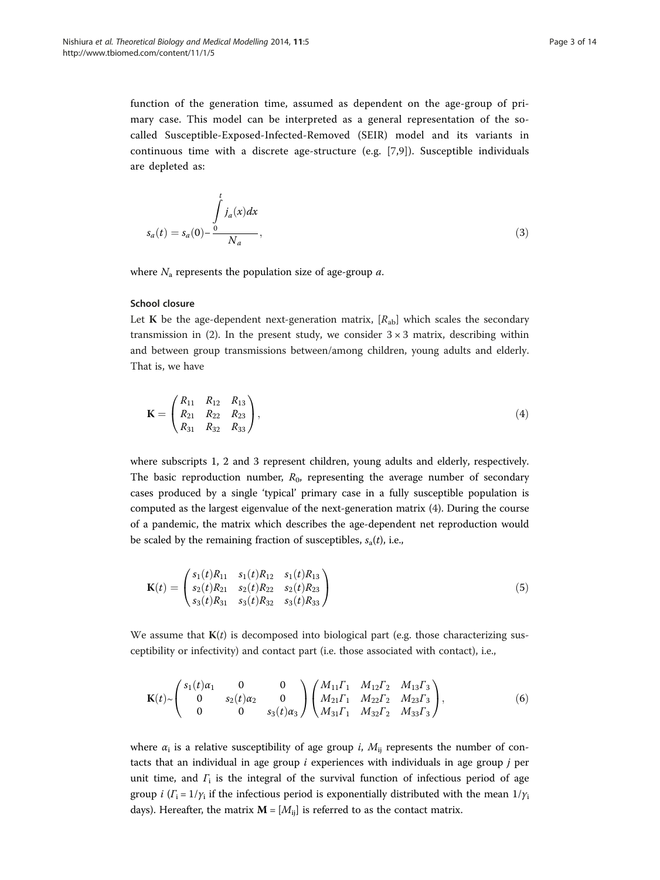function of the generation time, assumed as dependent on the age-group of primary case. This model can be interpreted as a general representation of the so-called Susceptible-Exposed-Infected-Removed (SEIR) model and its variants in continuous time with a discrete age-structure (e.g. [7,9]). Susceptible individuals are depleted as:

$$s_a(t) = s_a(0) - \frac{\int_0^t j_a(x)dx}{N_a}, \tag{3}$$

where $N_a$ represents the population size of age-group $a$.

#### School closure

Let $\mathbf{K}$ be the age-dependent next-generation matrix, $[R_{ab}]$ which scales the secondary transmission in (2). In the present study, we consider $3 \times 3$ matrix, describing within and between group transmissions between/among children, young adults and elderly. That is, we have

$$\mathbf{K} = \begin{pmatrix} R_{11} & R_{12} & R_{13} \\ R_{21} & R_{22} & R_{23} \\ R_{31} & R_{32} & R_{33} \end{pmatrix}, \tag{4}$$

where subscripts 1, 2 and 3 represent children, young adults and elderly, respectively. The basic reproduction number, $R_0$, representing the average number of secondary cases produced by a single 'typical' primary case in a fully susceptible population is computed as the largest eigenvalue of the next-generation matrix (4). During the course of a pandemic, the matrix which describes the age-dependent net reproduction would be scaled by the remaining fraction of susceptibles, $s_a(t)$, i.e.,

$$\mathbf{K}(t) = \begin{pmatrix} s_1(t)R_{11} & s_1(t)R_{12} & s_1(t)R_{13} \\ s_2(t)R_{21} & s_2(t)R_{22} & s_2(t)R_{23} \\ s_3(t)R_{31} & s_3(t)R_{32} & s_3(t)R_{33} \end{pmatrix} \tag{5}$$

We assume that $\mathbf{K}(t)$ is decomposed into biological part (e.g. those characterizing susceptibility or infectivity) and contact part (i.e. those associated with contact), i.e.,

$$\mathbf{K}(t) \sim \begin{pmatrix} s_1(t)\alpha_1 & 0 & 0 \\ 0 & s_2(t)\alpha_2 & 0 \\ 0 & 0 & s_3(t)\alpha_3 \end{pmatrix} \begin{pmatrix} M_{11}\Gamma_1 & M_{12}\Gamma_2 & M_{13}\Gamma_3 \\ M_{21}\Gamma_1 & M_{22}\Gamma_2 & M_{23}\Gamma_3 \\ M_{31}\Gamma_1 & M_{32}\Gamma_2 & M_{33}\Gamma_3 \end{pmatrix}, \tag{6}$$

where $\alpha_i$ is a relative susceptibility of age group $i$, $M_{ij}$ represents the number of contacts that an individual in age group $i$ experiences with individuals in age group $j$ per unit time, and $\Gamma_i$ is the integral of the survival function of infectious period of age group $i$ ($\Gamma_i = 1/\gamma_i$ if the infectious period is exponentially distributed with the mean $1/\gamma_i$ days). Hereafter, the matrix $\mathbf{M} = [M_{ij}]$ is referred to as the contact matrix.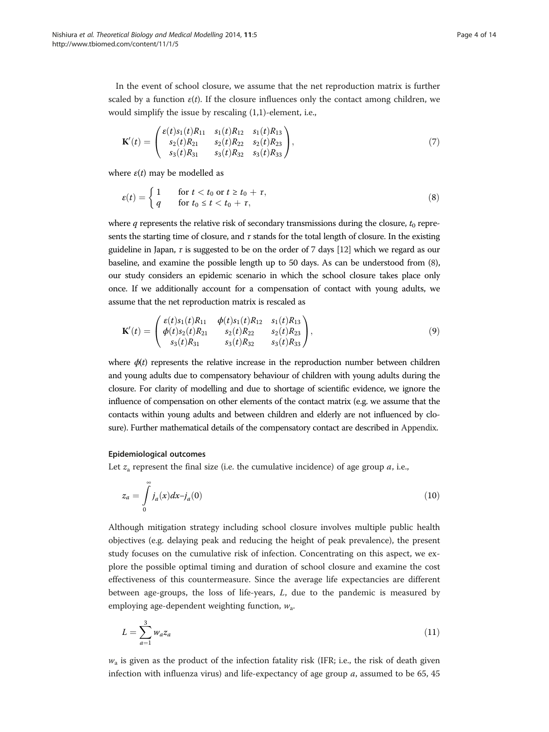In the event of school closure, we assume that the net reproduction matrix is further scaled by a function $\varepsilon(t)$. If the closure influences only the contact among children, we would simplify the issue by rescaling (1,1)-element, i.e.,

$$\mathbf{K}'(t) = \begin{pmatrix} \varepsilon(t)s_1(t)R_{11} & s_1(t)R_{12} & s_1(t)R_{13} \\ s_2(t)R_{21} & s_2(t)R_{22} & s_2(t)R_{23} \\ s_3(t)R_{31} & s_3(t)R_{32} & s_3(t)R_{33} \end{pmatrix}, \tag{7}$$

where $\varepsilon(t)$ may be modelled as

$$\varepsilon(t) = \begin{cases} 1 & \text{for } t < t_0 \text{ or } t \geq t_0 + \tau, \\ q & \text{for } t_0 \leq t < t_0 + \tau, \end{cases} \tag{8}$$

where $q$ represents the relative risk of secondary transmissions during the closure, $t_0$ represents the starting time of closure, and $\tau$ stands for the total length of closure. In the existing guideline in Japan, $\tau$ is suggested to be on the order of 7 days [12] which we regard as our baseline, and examine the possible length up to 50 days. As can be understood from (8), our study considers an epidemic scenario in which the school closure takes place only once. If we additionally account for a compensation of contact with young adults, we assume that the net reproduction matrix is rescaled as

$$\mathbf{K}'(t) = \begin{pmatrix} \varepsilon(t)s_1(t)R_{11} & \phi(t)s_1(t)R_{12} & s_1(t)R_{13} \\ \phi(t)s_2(t)R_{21} & s_2(t)R_{22} & s_2(t)R_{23} \\ s_3(t)R_{31} & s_3(t)R_{32} & s_3(t)R_{33} \end{pmatrix}, \tag{9}$$

where $\phi(t)$ represents the relative increase in the reproduction number between children and young adults due to compensatory behaviour of children with young adults during the closure. For clarity of modelling and due to shortage of scientific evidence, we ignore the influence of compensation on other elements of the contact matrix (e.g. we assume that the contacts within young adults and between children and elderly are not influenced by closure). Further mathematical details of the compensatory contact are described in Appendix.

#### Epidemiological outcomes

Let $z_a$ represent the final size (i.e. the cumulative incidence) of age group $a$, i.e.,

$$z_a = \int_0^\infty j_a(x)dx - j_a(0) \tag{10}$$

Although mitigation strategy including school closure involves multiple public health objectives (e.g. delaying peak and reducing the height of peak prevalence), the present study focuses on the cumulative risk of infection. Concentrating on this aspect, we explore the possible optimal timing and duration of school closure and examine the cost effectiveness of this countermeasure. Since the average life expectancies are different between age-groups, the loss of life-years, $L$, due to the pandemic is measured by employing age-dependent weighting function, $w_a$.

$$L = \sum_{a=1}^{3} w_a z_a \tag{11}$$

$w_a$ is given as the product of the infection fatality risk (IFR; i.e., the risk of death given infection with influenza virus) and life-expectancy of age group $a$, assumed to be 65, 45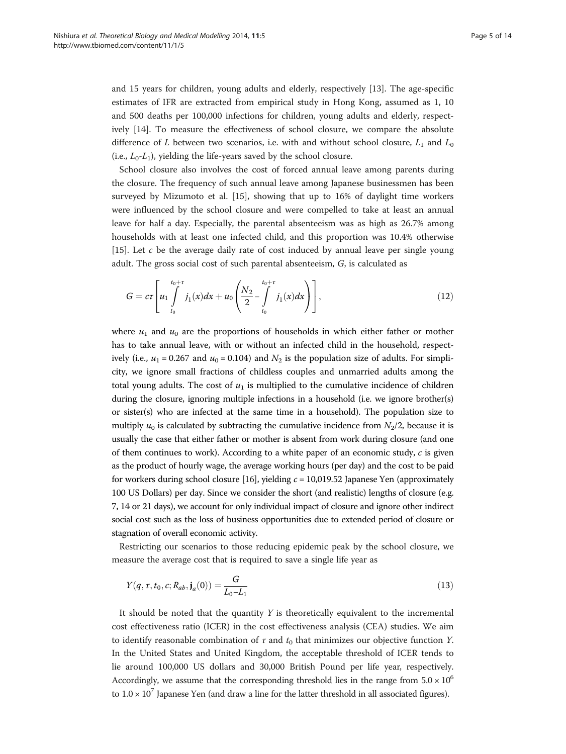and 15 years for children, young adults and elderly, respectively [13]. The age-specific estimates of IFR are extracted from empirical study in Hong Kong, assumed as 1, 10 and 500 deaths per 100,000 infections for children, young adults and elderly, respectively [14]. To measure the effectiveness of school closure, we compare the absolute difference of $L$ between two scenarios, i.e. with and without school closure, $L_1$ and $L_0$ (i.e., $L_0$-$L_1$), yielding the life-years saved by the school closure.

School closure also involves the cost of forced annual leave among parents during the closure. The frequency of such annual leave among Japanese businessmen has been surveyed by Mizumoto et al. [15], showing that up to 16% of daylight time workers were influenced by the school closure and were compelled to take at least an annual leave for half a day. Especially, the parental absenteeism was as high as 26.7% among households with at least one infected child, and this proportion was 10.4% otherwise [15]. Let $c$ be the average daily rate of cost induced by annual leave per single young adult. The gross social cost of such parental absenteeism, $G$, is calculated as

$$G = c\tau \left[ u_1 \int_{t_0}^{t_0+\tau} j_1(x)dx + u_0 \left( \frac{N_2}{2} - \int_{t_0}^{t_0+\tau} j_1(x)dx \right) \right], \tag{12}$$

where $u_1$ and $u_0$ are the proportions of households in which either father or mother has to take annual leave, with or without an infected child in the household, respectively (i.e., $u_1 = 0.267$ and $u_0 = 0.104$) and $N_2$ is the population size of adults. For simplicity, we ignore small fractions of childless couples and unmarried adults among the total young adults. The cost of $u_1$ is multiplied to the cumulative incidence of children during the closure, ignoring multiple infections in a household (i.e. we ignore brother(s) or sister(s) who are infected at the same time in a household). The population size to multiply $u_0$ is calculated by subtracting the cumulative incidence from $N_2/2$, because it is usually the case that either father or mother is absent from work during closure (and one of them continues to work). According to a white paper of an economic study, $c$ is given as the product of hourly wage, the average working hours (per day) and the cost to be paid for workers during school closure [16], yielding $c = 10{,}019.52$ Japanese Yen (approximately 100 US Dollars) per day. Since we consider the short (and realistic) lengths of closure (e.g. 7, 14 or 21 days), we account for only individual impact of closure and ignore other indirect social cost such as the loss of business opportunities due to extended period of closure or stagnation of overall economic activity.

Restricting our scenarios to those reducing epidemic peak by the school closure, we measure the average cost that is required to save a single life year as

$$Y(q, \tau, t_0, c; R_{ab}, \mathbf{j}_a(0)) = \frac{G}{L_0 - L_1} \tag{13}$$

It should be noted that the quantity $Y$ is theoretically equivalent to the incremental cost effectiveness ratio (ICER) in the cost effectiveness analysis (CEA) studies. We aim to identify reasonable combination of $\tau$ and $t_0$ that minimizes our objective function $Y$. In the United States and United Kingdom, the acceptable threshold of ICER tends to lie around 100,000 US dollars and 30,000 British Pound per life year, respectively. Accordingly, we assume that the corresponding threshold lies in the range from $5.0 \times 10^6$ to $1.0 \times 10^7$ Japanese Yen (and draw a line for the latter threshold in all associated figures).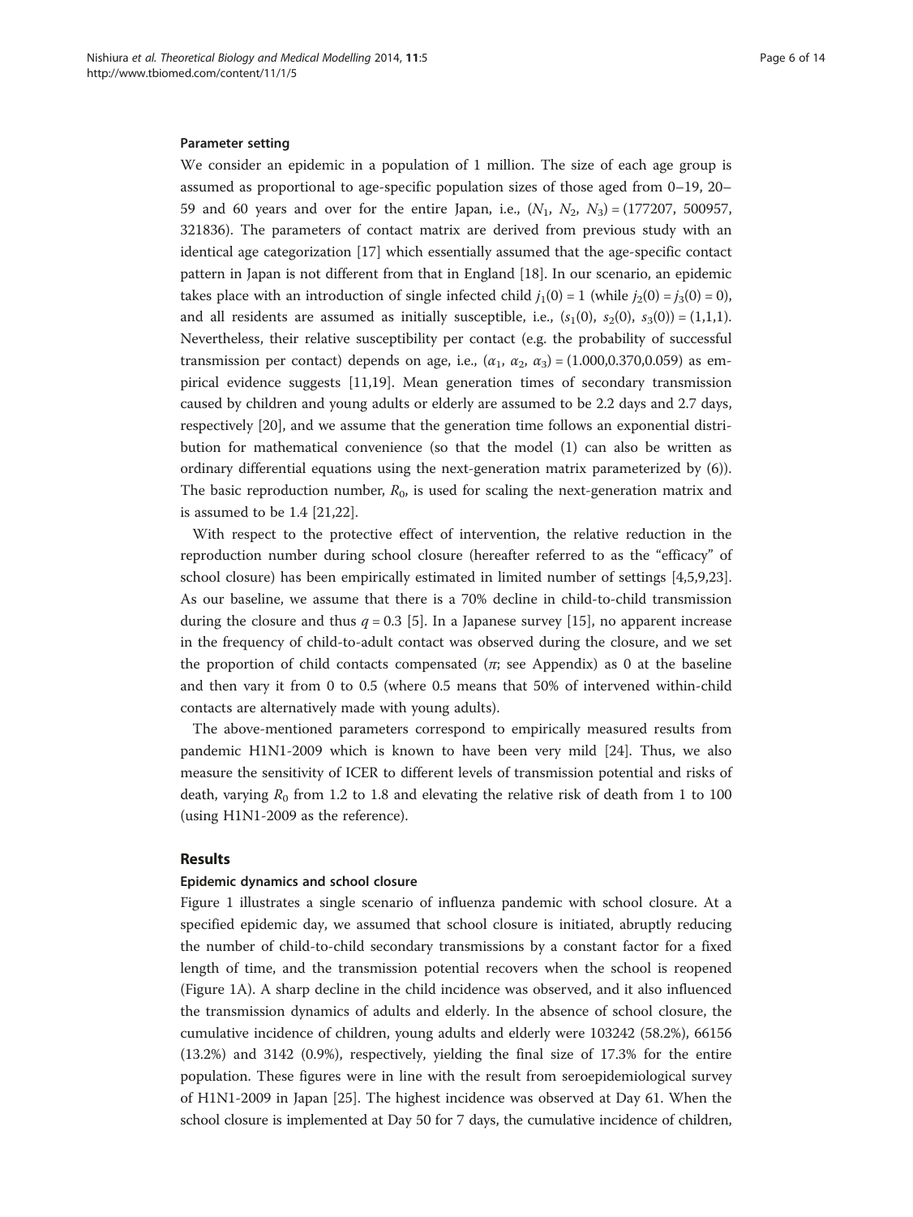### Parameter setting

We consider an epidemic in a population of 1 million. The size of each age group is assumed as proportional to age-specific population sizes of those aged from 0–19, 20–59 and 60 years and over for the entire Japan, i.e., $(N_1, N_2, N_3) = (177207, 500957, 321836)$. The parameters of contact matrix are derived from previous study with an identical age categorization [17] which essentially assumed that the age-specific contact pattern in Japan is not different from that in England [18]. In our scenario, an epidemic takes place with an introduction of single infected child $j_1(0) = 1$ (while $j_2(0) = j_3(0) = 0$), and all residents are assumed as initially susceptible, i.e., $(s_1(0), s_2(0), s_3(0)) = (1,1,1)$. Nevertheless, their relative susceptibility per contact (e.g. the probability of successful transmission per contact) depends on age, i.e., $(\alpha_1, \alpha_2, \alpha_3) = (1.000, 0.370, 0.059)$ as empirical evidence suggests [11,19]. Mean generation times of secondary transmission caused by children and young adults or elderly are assumed to be 2.2 days and 2.7 days, respectively [20], and we assume that the generation time follows an exponential distribution for mathematical convenience (so that the model (1) can also be written as ordinary differential equations using the next-generation matrix parameterized by (6)). The basic reproduction number, $R_0$, is used for scaling the next-generation matrix and is assumed to be 1.4 [21,22].

With respect to the protective effect of intervention, the relative reduction in the reproduction number during school closure (hereafter referred to as the "efficacy" of school closure) has been empirically estimated in limited number of settings [4,5,9,23]. As our baseline, we assume that there is a 70% decline in child-to-child transmission during the closure and thus $q = 0.3$ [5]. In a Japanese survey [15], no apparent increase in the frequency of child-to-adult contact was observed during the closure, and we set the proportion of child contacts compensated ($\pi$; see Appendix) as 0 at the baseline and then vary it from 0 to 0.5 (where 0.5 means that 50% of intervened within-child contacts are alternatively made with young adults).

The above-mentioned parameters correspond to empirically measured results from pandemic H1N1-2009 which is known to have been very mild [24]. Thus, we also measure the sensitivity of ICER to different levels of transmission potential and risks of death, varying $R_0$ from 1.2 to 1.8 and elevating the relative risk of death from 1 to 100 (using H1N1-2009 as the reference).

## Results

### Epidemic dynamics and school closure

Figure 1 illustrates a single scenario of influenza pandemic with school closure. At a specified epidemic day, we assumed that school closure is initiated, abruptly reducing the number of child-to-child secondary transmissions by a constant factor for a fixed length of time, and the transmission potential recovers when the school is reopened (Figure 1A). A sharp decline in the child incidence was observed, and it also influenced the transmission dynamics of adults and elderly. In the absence of school closure, the cumulative incidence of children, young adults and elderly were 103242 (58.2%), 66156 (13.2%) and 3142 (0.9%), respectively, yielding the final size of 17.3% for the entire population. These figures were in line with the result from seroepidemiological survey of H1N1-2009 in Japan [25]. The highest incidence was observed at Day 61. When the school closure is implemented at Day 50 for 7 days, the cumulative incidence of children,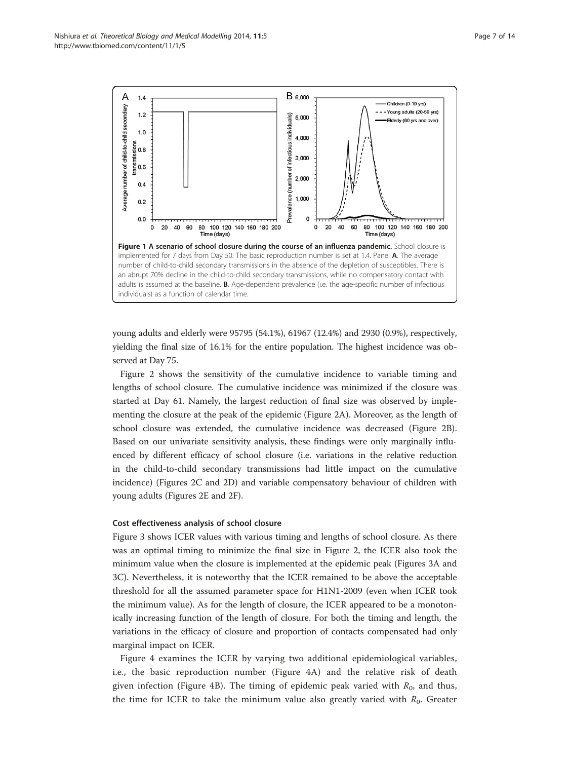**Figure 1 A scenario of school closure during the course of an influenza pandemic.** School closure is implemented for 7 days from Day 50. The basic reproduction number is set at 1.4. Panel **A**. The average number of child-to-child secondary transmissions in the absence of the depletion of susceptibles. There is an abrupt 70% decline in the child-to-child secondary transmissions, while no compensatory contact with adults is assumed at the baseline. **B**. Age-dependent prevalence (i.e. the age-specific number of infectious individuals) as a function of calendar time.

young adults and elderly were 95795 (54.1%), 61967 (12.4%) and 2930 (0.9%), respectively, yielding the final size of 16.1% for the entire population. The highest incidence was observed at Day 75.

Figure 2 shows the sensitivity of the cumulative incidence to variable timing and lengths of school closure. The cumulative incidence was minimized if the closure was started at Day 61. Namely, the largest reduction of final size was observed by implementing the closure at the peak of the epidemic (Figure 2A). Moreover, as the length of school closure was extended, the cumulative incidence was decreased (Figure 2B). Based on our univariate sensitivity analysis, these findings were only marginally influenced by different efficacy of school closure (i.e. variations in the relative reduction in the child-to-child secondary transmissions had little impact on the cumulative incidence) (Figures 2C and 2D) and variable compensatory behaviour of children with young adults (Figures 2E and 2F).

#### Cost effectiveness analysis of school closure

Figure 3 shows ICER values with various timing and lengths of school closure. As there was an optimal timing to minimize the final size in Figure 2, the ICER also took the minimum value when the closure is implemented at the epidemic peak (Figures 3A and 3C). Nevertheless, it is noteworthy that the ICER remained to be above the acceptable threshold for all the assumed parameter space for H1N1-2009 (even when ICER took the minimum value). As for the length of closure, the ICER appeared to be a monotonically increasing function of the length of closure. For both the timing and length, the variations in the efficacy of closure and proportion of contacts compensated had only marginal impact on ICER.

Figure 4 examines the ICER by varying two additional epidemiological variables, i.e., the basic reproduction number (Figure 4A) and the relative risk of death given infection (Figure 4B). The timing of epidemic peak varied with $R_0$, and thus, the time for ICER to take the minimum value also greatly varied with $R_0$. Greater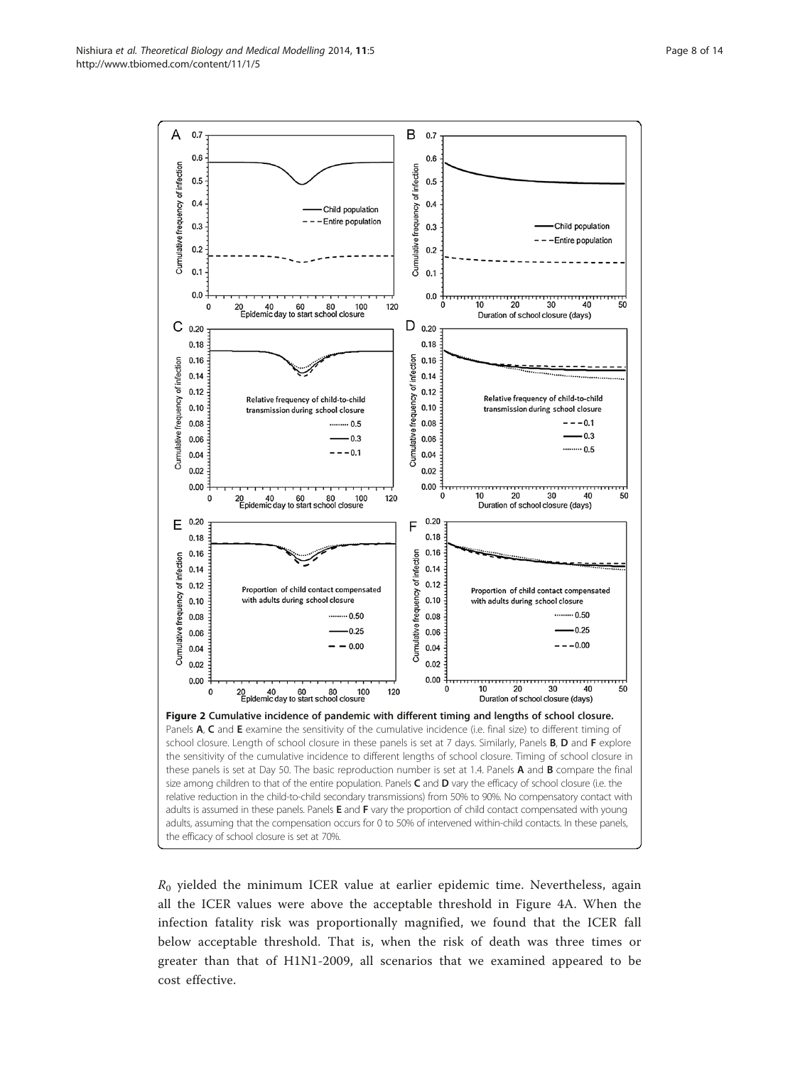**Figure 2 Cumulative incidence of pandemic with different timing and lengths of school closure.** Panels **A**, **C** and **E** examine the sensitivity of the cumulative incidence (i.e. final size) to different timing of school closure. Length of school closure in these panels is set at 7 days. Similarly, Panels **B**, **D** and **F** explore the sensitivity of the cumulative incidence to different lengths of school closure. Timing of school closure in these panels is set at Day 50. The basic reproduction number is set at 1.4. Panels **A** and **B** compare the final size among children to that of the entire population. Panels **C** and **D** vary the efficacy of school closure (i.e. the relative reduction in the child-to-child secondary transmissions) from 50% to 90%. No compensatory contact with adults is assumed in these panels. Panels **E** and **F** vary the proportion of child contact compensated with young adults, assuming that the compensation occurs for 0 to 50% of intervened within-child contacts. In these panels, the efficacy of school closure is set at 70%.

$R_0$ yielded the minimum ICER value at earlier epidemic time. Nevertheless, again all the ICER values were above the acceptable threshold in Figure 4A. When the infection fatality risk was proportionally magnified, we found that the ICER fall below acceptable threshold. That is, when the risk of death was three times or greater than that of H1N1-2009, all scenarios that we examined appeared to be cost effective.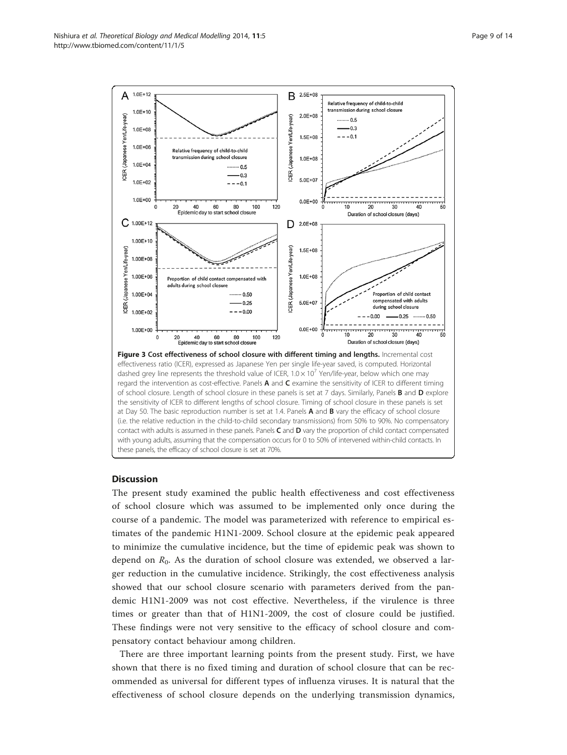**Figure 3 Cost effectiveness of school closure with different timing and lengths.** Incremental cost effectiveness ratio (ICER), expressed as Japanese Yen per single life-year saved, is computed. Horizontal dashed grey line represents the threshold value of ICER, $1.0 \times 10^7$ Yen/life-year, below which one may regard the intervention as cost-effective. Panels **A** and **C** examine the sensitivity of ICER to different timing of school closure. Length of school closure in these panels is set at 7 days. Similarly, Panels **B** and **D** explore the sensitivity of ICER to different lengths of school closure. Timing of school closure in these panels is set at Day 50. The basic reproduction number is set at 1.4. Panels **A** and **B** vary the efficacy of school closure (i.e. the relative reduction in the child-to-child secondary transmissions) from 50% to 90%. No compensatory contact with adults is assumed in these panels. Panels **C** and **D** vary the proportion of child contact compensated with young adults, assuming that the compensation occurs for 0 to 50% of intervened within-child contacts. In these panels, the efficacy of school closure is set at 70%.

## Discussion

The present study examined the public health effectiveness and cost effectiveness of school closure which was assumed to be implemented only once during the course of a pandemic. The model was parameterized with reference to empirical estimates of the pandemic H1N1-2009. School closure at the epidemic peak appeared to minimize the cumulative incidence, but the time of epidemic peak was shown to depend on $R_0$. As the duration of school closure was extended, we observed a larger reduction in the cumulative incidence. Strikingly, the cost effectiveness analysis showed that our school closure scenario with parameters derived from the pandemic H1N1-2009 was not cost effective. Nevertheless, if the virulence is three times or greater than that of H1N1-2009, the cost of closure could be justified. These findings were not very sensitive to the efficacy of school closure and compensatory contact behaviour among children.

There are three important learning points from the present study. First, we have shown that there is no fixed timing and duration of school closure that can be recommended as universal for different types of influenza viruses. It is natural that the effectiveness of school closure depends on the underlying transmission dynamics,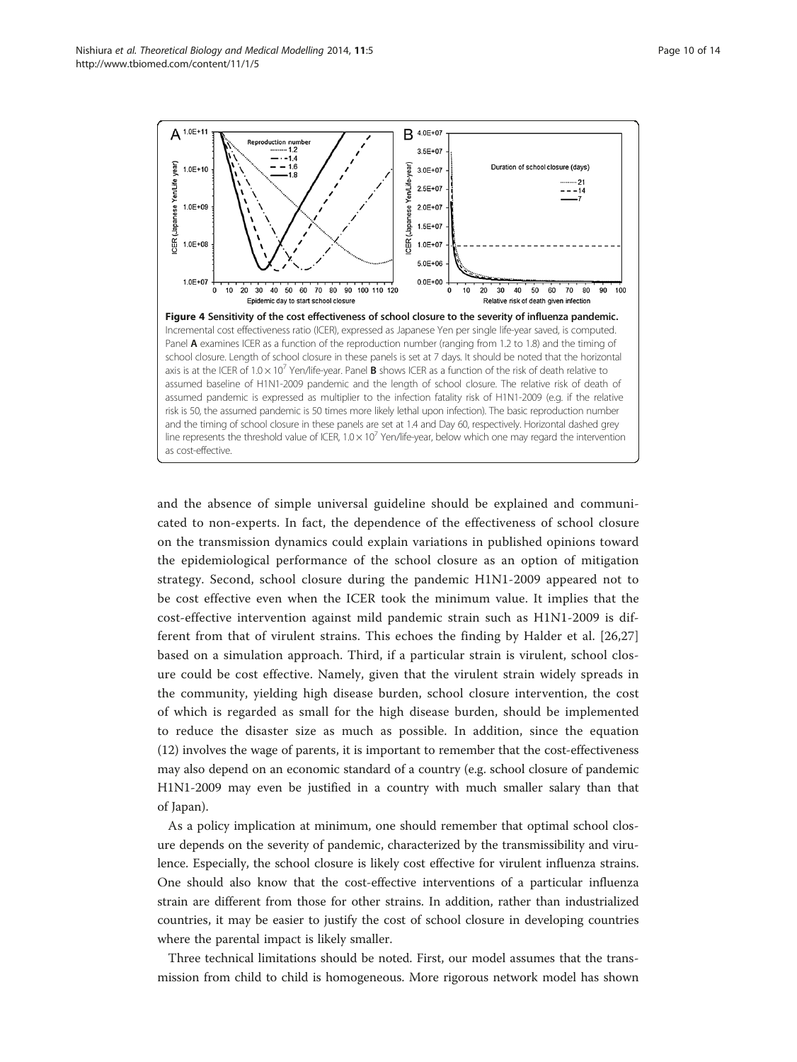**Figure 4 Sensitivity of the cost effectiveness of school closure to the severity of influenza pandemic.** Incremental cost effectiveness ratio (ICER), expressed as Japanese Yen per single life-year saved, is computed. Panel **A** examines ICER as a function of the reproduction number (ranging from 1.2 to 1.8) and the timing of school closure. Length of school closure in these panels is set at 7 days. It should be noted that the horizontal axis is at the ICER of $1.0 \times 10^7$ Yen/life-year. Panel **B** shows ICER as a function of the risk of death relative to assumed baseline of H1N1-2009 pandemic and the length of school closure. The relative risk of death of assumed pandemic is expressed as multiplier to the infection fatality risk of H1N1-2009 (e.g. if the relative risk is 50, the assumed pandemic is 50 times more likely lethal upon infection). The basic reproduction number and the timing of school closure in these panels are set at 1.4 and Day 60, respectively. Horizontal dashed grey line represents the threshold value of ICER, $1.0 \times 10^7$ Yen/life-year, below which one may regard the intervention as cost-effective.

and the absence of simple universal guideline should be explained and communicated to non-experts. In fact, the dependence of the effectiveness of school closure on the transmission dynamics could explain variations in published opinions toward the epidemiological performance of the school closure as an option of mitigation strategy. Second, school closure during the pandemic H1N1-2009 appeared not to be cost effective even when the ICER took the minimum value. It implies that the cost-effective intervention against mild pandemic strain such as H1N1-2009 is different from that of virulent strains. This echoes the finding by Halder et al. [26,27] based on a simulation approach. Third, if a particular strain is virulent, school closure could be cost effective. Namely, given that the virulent strain widely spreads in the community, yielding high disease burden, school closure intervention, the cost of which is regarded as small for the high disease burden, should be implemented to reduce the disaster size as much as possible. In addition, since the equation (12) involves the wage of parents, it is important to remember that the cost-effectiveness may also depend on an economic standard of a country (e.g. school closure of pandemic H1N1-2009 may even be justified in a country with much smaller salary than that of Japan).

As a policy implication at minimum, one should remember that optimal school closure depends on the severity of pandemic, characterized by the transmissibility and virulence. Especially, the school closure is likely cost effective for virulent influenza strains. One should also know that the cost-effective interventions of a particular influenza strain are different from those for other strains. In addition, rather than industrialized countries, it may be easier to justify the cost of school closure in developing countries where the parental impact is likely smaller.

Three technical limitations should be noted. First, our model assumes that the transmission from child to child is homogeneous. More rigorous network model has shown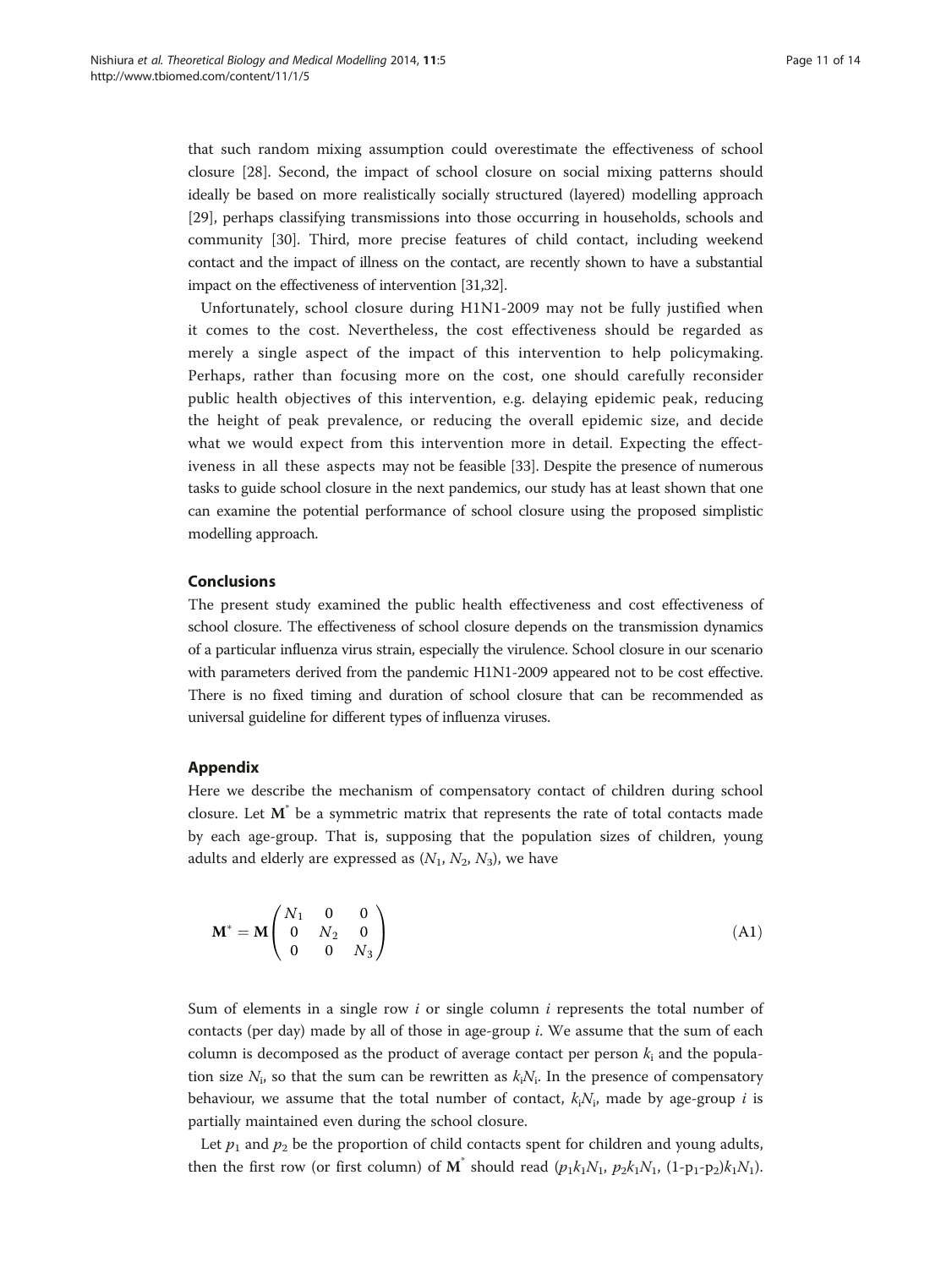that such random mixing assumption could overestimate the effectiveness of school closure [28]. Second, the impact of school closure on social mixing patterns should ideally be based on more realistically socially structured (layered) modelling approach [29], perhaps classifying transmissions into those occurring in households, schools and community [30]. Third, more precise features of child contact, including weekend contact and the impact of illness on the contact, are recently shown to have a substantial impact on the effectiveness of intervention [31,32].

Unfortunately, school closure during H1N1-2009 may not be fully justified when it comes to the cost. Nevertheless, the cost effectiveness should be regarded as merely a single aspect of the impact of this intervention to help policymaking. Perhaps, rather than focusing more on the cost, one should carefully reconsider public health objectives of this intervention, e.g. delaying epidemic peak, reducing the height of peak prevalence, or reducing the overall epidemic size, and decide what we would expect from this intervention more in detail. Expecting the effectiveness in all these aspects may not be feasible [33]. Despite the presence of numerous tasks to guide school closure in the next pandemics, our study has at least shown that one can examine the potential performance of school closure using the proposed simplistic modelling approach.

## Conclusions

The present study examined the public health effectiveness and cost effectiveness of school closure. The effectiveness of school closure depends on the transmission dynamics of a particular influenza virus strain, especially the virulence. School closure in our scenario with parameters derived from the pandemic H1N1-2009 appeared not to be cost effective. There is no fixed timing and duration of school closure that can be recommended as universal guideline for different types of influenza viruses.

## Appendix

Here we describe the mechanism of compensatory contact of children during school closure. Let $\mathbf{M}^*$ be a symmetric matrix that represents the rate of total contacts made by each age-group. That is, supposing that the population sizes of children, young adults and elderly are expressed as $(N_1, N_2, N_3)$, we have

$$\mathbf{M}^* = \mathbf{M}\begin{pmatrix} N_1 & 0 & 0 \\ 0 & N_2 & 0 \\ 0 & 0 & N_3 \end{pmatrix} \tag{A1}$$

Sum of elements in a single row $i$ or single column $i$ represents the total number of contacts (per day) made by all of those in age-group $i$. We assume that the sum of each column is decomposed as the product of average contact per person $k_i$ and the population size $N_i$, so that the sum can be rewritten as $k_iN_i$. In the presence of compensatory behaviour, we assume that the total number of contact, $k_iN_i$, made by age-group $i$ is partially maintained even during the school closure.

Let $p_1$ and $p_2$ be the proportion of child contacts spent for children and young adults, then the first row (or first column) of $\mathbf{M}^*$ should read $(p_1k_1N_1,\ p_2k_1N_1,\ (1\text{-}p_1\text{-}p_2)k_1N_1)$.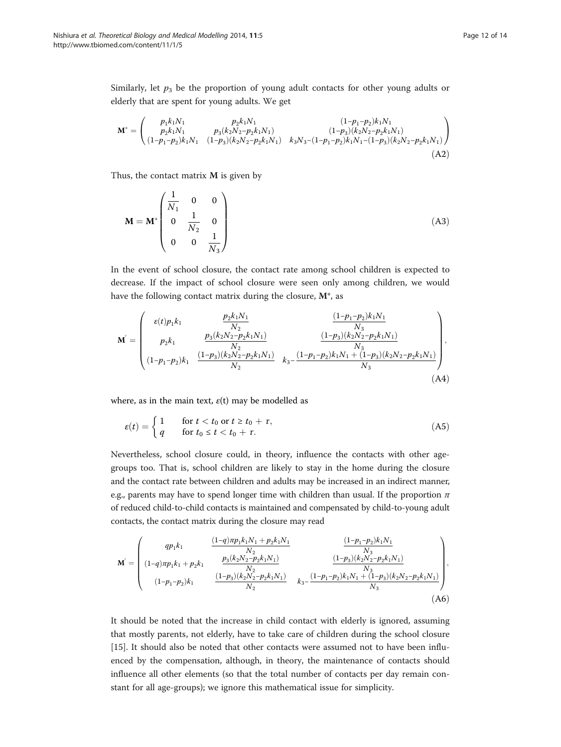Similarly, let $p_3$ be the proportion of young adult contacts for other young adults or elderly that are spent for young adults. We get

$$
\mathbf{M}^* = \begin{pmatrix} p_1 k_1 N_1 & p_2 k_1 N_1 & (1-p_1-p_2)k_1 N_1 \\ p_2 k_1 N_1 & p_3(k_2 N_2 - p_2 k_1 N_1) & (1-p_3)(k_2 N_2 - p_2 k_1 N_1) \\ (1-p_1-p_2)k_1 N_1 & (1-p_3)(k_2 N_2 - p_2 k_1 N_1) & k_3 N_3 - (1-p_1-p_2)k_1 N_1 - (1-p_3)(k_2 N_2 - p_2 k_1 N_1) \end{pmatrix} \tag{A2}
$$

Thus, the contact matrix $\mathbf{M}$ is given by

$$
\mathbf{M} = \mathbf{M}^* \begin{pmatrix} \frac{1}{N_1} & 0 & 0 \\ 0 & \frac{1}{N_2} & 0 \\ 0 & 0 & \frac{1}{N_3} \end{pmatrix} \tag{A3}
$$

In the event of school closure, the contact rate among school children is expected to decrease. If the impact of school closure were seen only among children, we would have the following contact matrix during the closure, $\mathbf{M}^*$, as

$$
\mathbf{M}' = \begin{pmatrix} \varepsilon(t) p_1 k_1 & \frac{p_2 k_1 N_1}{N_2} & \frac{(1-p_1-p_2)k_1 N_1}{N_3} \\ p_2 k_1 & \frac{p_3(k_2 N_2 - p_2 k_1 N_1)}{N_2} & \frac{(1-p_3)(k_2 N_2 - p_2 k_1 N_1)}{N_3} \\ (1-p_1-p_2)k_1 & \frac{(1-p_3)(k_2 N_2 - p_2 k_1 N_1)}{N_2} & k_3 - \frac{(1-p_1-p_2)k_1 N_1 + (1-p_3)(k_2 N_2 - p_2 k_1 N_1)}{N_3} \end{pmatrix}, \tag{A4}
$$

where, as in the main text, $\varepsilon(t)$ may be modelled as

$$
\varepsilon(t) = \begin{cases} 1 & \text{for } t < t_0 \text{ or } t \geq t_0 + \tau, \\ q & \text{for } t_0 \leq t < t_0 + \tau. \end{cases} \tag{A5}
$$

Nevertheless, school closure could, in theory, influence the contacts with other age-groups too. That is, school children are likely to stay in the home during the closure and the contact rate between children and adults may be increased in an indirect manner, e.g., parents may have to spend longer time with children than usual. If the proportion $\pi$ of reduced child-to-child contacts is maintained and compensated by child-to-young adult contacts, the contact matrix during the closure may read

$$
\mathbf{M}' = \begin{pmatrix} q p_1 k_1 & \frac{(1-q)\pi p_1 k_1 N_1 + p_2 k_1 N_1}{N_2} & \frac{(1-p_1-p_2)k_1 N_1}{N_3} \\ (1-q)\pi p_1 k_1 + p_2 k_1 & \frac{p_3(k_2 N_2 - p_2 k_1 N_1)}{N_2} & \frac{(1-p_3)(k_2 N_2 - p_2 k_1 N_1)}{N_3} \\ (1-p_1-p_2)k_1 & \frac{(1-p_3)(k_2 N_2 - p_2 k_1 N_1)}{N_2} & k_3 - \frac{(1-p_1-p_2)k_1 N_1 + (1-p_3)(k_2 N_2 - p_2 k_1 N_1)}{N_3} \end{pmatrix}, \tag{A6}
$$

It should be noted that the increase in child contact with elderly is ignored, assuming that mostly parents, not elderly, have to take care of children during the school closure [15]. It should also be noted that other contacts were assumed not to have been influenced by the compensation, although, in theory, the maintenance of contacts should influence all other elements (so that the total number of contacts per day remain constant for all age-groups); we ignore this mathematical issue for simplicity.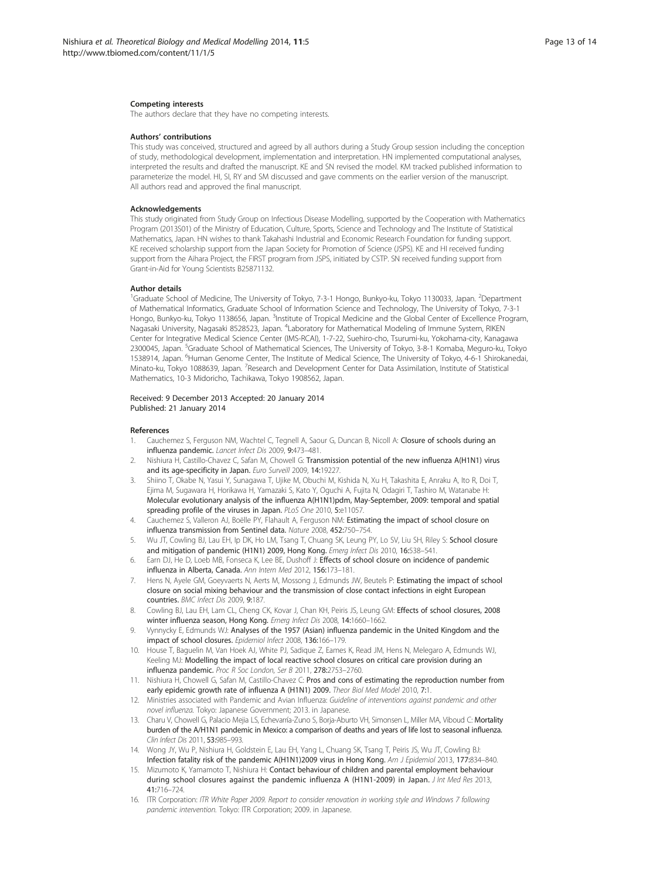### Competing interests

The authors declare that they have no competing interests.

### Authors' contributions

This study was conceived, structured and agreed by all authors during a Study Group session including the conception of study, methodological development, implementation and interpretation. HN implemented computational analyses, interpreted the results and drafted the manuscript. KE and SN revised the model. KM tracked published information to parameterize the model. HI, SI, RY and SM discussed and gave comments on the earlier version of the manuscript. All authors read and approved the final manuscript.

### Acknowledgements

This study originated from Study Group on Infectious Disease Modelling, supported by the Cooperation with Mathematics Program (2013S01) of the Ministry of Education, Culture, Sports, Science and Technology and The Institute of Statistical Mathematics, Japan. HN wishes to thank Takahashi Industrial and Economic Research Foundation for funding support. KE received scholarship support from the Japan Society for Promotion of Science (JSPS). KE and HI received funding support from the Aihara Project, the FIRST program from JSPS, initiated by CSTP. SN received funding support from Grant-in-Aid for Young Scientists B25871132.

### Author details

[1]Graduate School of Medicine, The University of Tokyo, 7-3-1 Hongo, Bunkyo-ku, Tokyo 1130033, Japan. [2]Department of Mathematical Informatics, Graduate School of Information Science and Technology, The University of Tokyo, 7-3-1 Hongo, Bunkyo-ku, Tokyo 1138656, Japan. [3]Institute of Tropical Medicine and the Global Center of Excellence Program, Nagasaki University, Nagasaki 8528523, Japan. [4]Laboratory for Mathematical Modeling of Immune System, RIKEN Center for Integrative Medical Science Center (IMS-RCAI), 1-7-22, Suehiro-cho, Tsurumi-ku, Yokohama-city, Kanagawa 2300045, Japan. [5]Graduate School of Mathematical Sciences, The University of Tokyo, 3-8-1 Komaba, Meguro-ku, Tokyo 1538914, Japan. [6]Human Genome Center, The Institute of Medical Science, The University of Tokyo, 4-6-1 Shirokanedai, Minato-ku, Tokyo 1088639, Japan. [7]Research and Development Center for Data Assimilation, Institute of Statistical Mathematics, 10-3 Midoricho, Tachikawa, Tokyo 1908562, Japan.

Received: 9 December 2013 Accepted: 20 January 2014
Published: 21 January 2014

### References

1. Cauchemez S, Ferguson NM, Wachtel C, Tegnell A, Saour G, Duncan B, Nicoll A: **Closure of schools during an influenza pandemic.** *Lancet Infect Dis* 2009, **9:**473–481.
2. Nishiura H, Castillo-Chavez C, Safan M, Chowell G: **Transmission potential of the new influenza A(H1N1) virus and its age-specificity in Japan.** *Euro Surveill* 2009, **14:**19227.
3. Shiino T, Okabe N, Yasui Y, Sunagawa T, Ujike M, Obuchi M, Kishida N, Xu H, Takashita E, Anraku A, Ito R, Doi T, Ejima M, Sugawara H, Horikawa H, Yamazaki S, Kato Y, Oguchi A, Fujita N, Odagiri T, Tashiro M, Watanabe H: **Molecular evolutionary analysis of the influenza A(H1N1)pdm, May-September, 2009: temporal and spatial spreading profile of the viruses in Japan.** *PLoS One* 2010, **5:**e11057.
4. Cauchemez S, Valleron AJ, Boëlle PY, Flahault A, Ferguson NM: **Estimating the impact of school closure on influenza transmission from Sentinel data.** *Nature* 2008, **452:**750–754.
5. Wu JT, Cowling BJ, Lau EH, Ip DK, Ho LM, Tsang T, Chuang SK, Leung PY, Lo SV, Liu SH, Riley S: **School closure and mitigation of pandemic (H1N1) 2009, Hong Kong.** *Emerg Infect Dis* 2010, **16:**538–541.
6. Earn DJ, He D, Loeb MB, Fonseca K, Lee BE, Dushoff J: **Effects of school closure on incidence of pandemic influenza in Alberta, Canada.** *Ann Intern Med* 2012, **156:**173–181.
7. Hens N, Ayele GM, Goeyvaerts N, Aerts M, Mossong J, Edmunds JW, Beutels P: **Estimating the impact of school closure on social mixing behaviour and the transmission of close contact infections in eight European countries.** *BMC Infect Dis* 2009, **9:**187.
8. Cowling BJ, Lau EH, Lam CL, Cheng CK, Kovar J, Chan KH, Peiris JS, Leung GM: **Effects of school closures, 2008 winter influenza season, Hong Kong.** *Emerg Infect Dis* 2008, **14:**1660–1662.
9. Vynnycky E, Edmunds WJ: **Analyses of the 1957 (Asian) influenza pandemic in the United Kingdom and the impact of school closures.** *Epidemiol Infect* 2008, **136:**166–179.
10. House T, Baguelin M, Van Hoek AJ, White PJ, Sadique Z, Eames K, Read JM, Hens N, Melegaro A, Edmunds WJ, Keeling MJ: **Modelling the impact of local reactive school closures on critical care provision during an influenza pandemic.** *Proc R Soc London, Ser B* 2011, **278:**2753–2760.
11. Nishiura H, Chowell G, Safan M, Castillo-Chavez C: **Pros and cons of estimating the reproduction number from early epidemic growth rate of influenza A (H1N1) 2009.** *Theor Biol Med Model* 2010, **7:**1.
12. Ministries associated with Pandemic and Avian Influenza: *Guideline of interventions against pandemic and other novel influenza.* Tokyo: Japanese Government; 2013. in Japanese.
13. Charu V, Chowell G, Palacio Mejia LS, Echevarría-Zuno S, Borja-Aburto VH, Simonsen L, Miller MA, Viboud C: **Mortality burden of the A/H1N1 pandemic in Mexico: a comparison of deaths and years of life lost to seasonal influenza.** *Clin Infect Dis* 2011, **53:**985–993.
14. Wong JY, Wu P, Nishiura H, Goldstein E, Lau EH, Yang L, Chuang SK, Tsang T, Peiris JS, Wu JT, Cowling BJ: **Infection fatality risk of the pandemic A(H1N1)2009 virus in Hong Kong.** *Am J Epidemiol* 2013, **177:**834–840.
15. Mizumoto K, Yamamoto T, Nishiura H: **Contact behaviour of children and parental employment behaviour during school closures against the pandemic influenza A (H1N1-2009) in Japan.** *J Int Med Res* 2013, **41:**716–724.
16. ITR Corporation: *ITR White Paper 2009. Report to consider renovation in working style and Windows 7 following pandemic intervention.* Tokyo: ITR Corporation; 2009. in Japanese.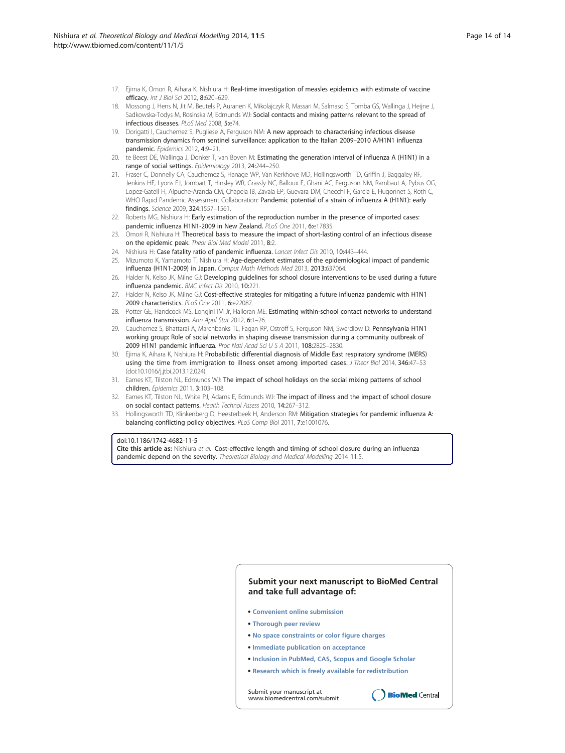17. Ejima K, Omori R, Aihara K, Nishiura H: Real-time investigation of measles epidemics with estimate of vaccine efficacy. *Int J Biol Sci* 2012, **8**:620–629.
18. Mossong J, Hens N, Jit M, Beutels P, Auranen K, Mikolajczyk R, Massari M, Salmaso S, Tomba GS, Wallinga J, Heijne J, Sadkowska-Todys M, Rosinska M, Edmunds WJ: Social contacts and mixing patterns relevant to the spread of infectious diseases. *PLoS Med* 2008, **5**:e74.
19. Dorigatti I, Cauchemez S, Pugliese A, Ferguson NM: A new approach to characterising infectious disease transmission dynamics from sentinel surveillance: application to the Italian 2009–2010 A/H1N1 influenza pandemic. *Epidemics* 2012, **4**:9–21.
20. te Beest DE, Wallinga J, Donker T, van Boven M: Estimating the generation interval of influenza A (H1N1) in a range of social settings. *Epidemiology* 2013, **24**:244–250.
21. Fraser C, Donnelly CA, Cauchemez S, Hanage WP, Van Kerkhove MD, Hollingsworth TD, Griffin J, Baggaley RF, Jenkins HE, Lyons EJ, Jombart T, Hinsley WR, Grassly NC, Balloux F, Ghani AC, Ferguson NM, Rambaut A, Pybus OG, Lopez-Gatell H, Alpuche-Aranda CM, Chapela IB, Zavala EP, Guevara DM, Checchi F, Garcia E, Hugonnet S, Roth C, WHO Rapid Pandemic Assessment Collaboration: Pandemic potential of a strain of influenza A (H1N1): early findings. *Science* 2009, **324**:1557–1561.
22. Roberts MG, Nishiura H: Early estimation of the reproduction number in the presence of imported cases: pandemic influenza H1N1-2009 in New Zealand. *PLoS One* 2011, **6**:e17835.
23. Omori R, Nishiura H: Theoretical basis to measure the impact of short-lasting control of an infectious disease on the epidemic peak. *Theor Biol Med Model* 2011, **8**:2.
24. Nishiura H: Case fatality ratio of pandemic influenza. *Lancet Infect Dis* 2010, **10**:443–444.
25. Mizumoto K, Yamamoto T, Nishiura H: Age-dependent estimates of the epidemiological impact of pandemic influenza (H1N1-2009) in Japan. *Comput Math Methods Med* 2013, **2013**:637064.
26. Halder N, Kelso JK, Milne GJ: Developing guidelines for school closure interventions to be used during a future influenza pandemic. *BMC Infect Dis* 2010, **10**:221.
27. Halder N, Kelso JK, Milne GJ: Cost-effective strategies for mitigating a future influenza pandemic with H1N1 2009 characteristics. *PLoS One* 2011, **6**:e22087.
28. Potter GE, Handcock MS, Longini IM Jr, Halloran ME: Estimating within-school contact networks to understand influenza transmission. *Ann Appl Stat* 2012, **6**:1–26.
29. Cauchemez S, Bhattarai A, Marchbanks TL, Fagan RP, Ostroff S, Ferguson NM, Swerdlow D: Pennsylvania H1N1 working group: Role of social networks in shaping disease transmission during a community outbreak of 2009 H1N1 pandemic influenza. *Proc Natl Acad Sci U S A* 2011, **108**:2825–2830.
30. Ejima K, Aihara K, Nishiura H: Probabilistic differential diagnosis of Middle East respiratory syndrome (MERS) using the time from immigration to illness onset among imported cases. *J Theor Biol* 2014, **346**:47–53 (doi:10.1016/j.jtbi.2013.12.024).
31. Eames KT, Tilston NL, Edmunds WJ: The impact of school holidays on the social mixing patterns of school children. *Epidemics* 2011, **3**:103–108.
32. Eames KT, Tilston NL, White PJ, Adams E, Edmunds WJ: The impact of illness and the impact of school closure on social contact patterns. *Health Technol Assess* 2010, **14**:267–312.
33. Hollingsworth TD, Klinkenberg D, Heesterbeek H, Anderson RM: Mitigation strategies for pandemic influenza A: balancing conflicting policy objectives. *PLoS Comp Biol* 2011, **7**:e1001076.

doi:10.1186/1742-4682-11-5
**Cite this article as:** Nishiura *et al.*: Cost-effective length and timing of school closure during an influenza pandemic depend on the severity. *Theoretical Biology and Medical Modelling* 2014 **11**:5.